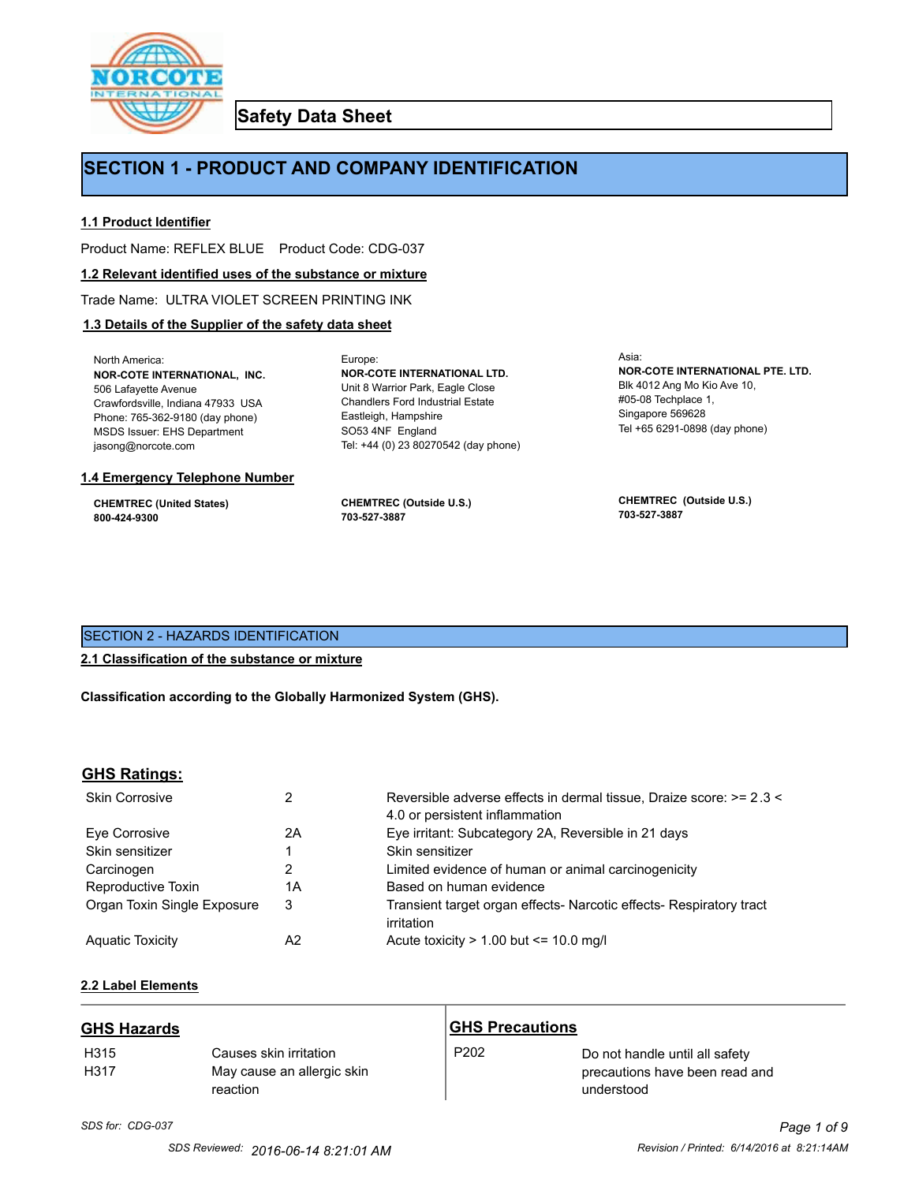# Safety Data Sheet

## SECTION 1 - PRODUCT AND COMPANY IDENTIFICATION

### 1.1 Product Identifier

Product Name: REFLEX BLUE    Product Code: CDG-037

### 1.2 Relevant identified uses of the substance or mixture

Trade Name: ULTRA VIOLET SCREEN PRINTING INK

### 1.3 Details of the Supplier of the safety data sheet

North America:
**NOR-COTE INTERNATIONAL, INC.**
506 Lafayette Avenue
Crawfordsville, Indiana 47933 USA
Phone: 765-362-9180 (day phone)
MSDS Issuer: EHS Department
jasong@norcote.com

Europe:
**NOR-COTE INTERNATIONAL LTD.**
Unit 8 Warrior Park, Eagle Close
Chandlers Ford Industrial Estate
Eastleigh, Hampshire
SO53 4NF England
Tel: +44 (0) 23 80270542 (day phone)

Asia:
**NOR-COTE INTERNATIONAL PTE. LTD.**
Blk 4012 Ang Mo Kio Ave 10,
#05-08 Techplace 1,
Singapore 569628
Tel +65 6291-0898 (day phone)

### 1.4 Emergency Telephone Number

**CHEMTREC (United States)**
**800-424-9300**

**CHEMTREC (Outside U.S.)**
**703-527-3887**

**CHEMTREC (Outside U.S.)**
**703-527-3887**

## SECTION 2 - HAZARDS IDENTIFICATION

### 2.1 Classification of the substance or mixture

**Classification according to the Globally Harmonized System (GHS).**

### GHS Ratings:

| | | |
|---|---|---|
| Skin Corrosive | 2 | Reversible adverse effects in dermal tissue, Draize score: >= 2.3 < 4.0 or persistent inflammation |
| Eye Corrosive | 2A | Eye irritant: Subcategory 2A, Reversible in 21 days |
| Skin sensitizer | 1 | Skin sensitizer |
| Carcinogen | 2 | Limited evidence of human or animal carcinogenicity |
| Reproductive Toxin | 1A | Based on human evidence |
| Organ Toxin Single Exposure | 3 | Transient target organ effects- Narcotic effects- Respiratory tract irritation |
| Aquatic Toxicity | A2 | Acute toxicity > 1.00 but <= 10.0 mg/l |

### 2.2 Label Elements

| GHS Hazards | | GHS Precautions | |
|---|---|---|---|
| H315 | Causes skin irritation | P202 | Do not handle until all safety precautions have been read and understood |
| H317 | May cause an allergic skin reaction | | |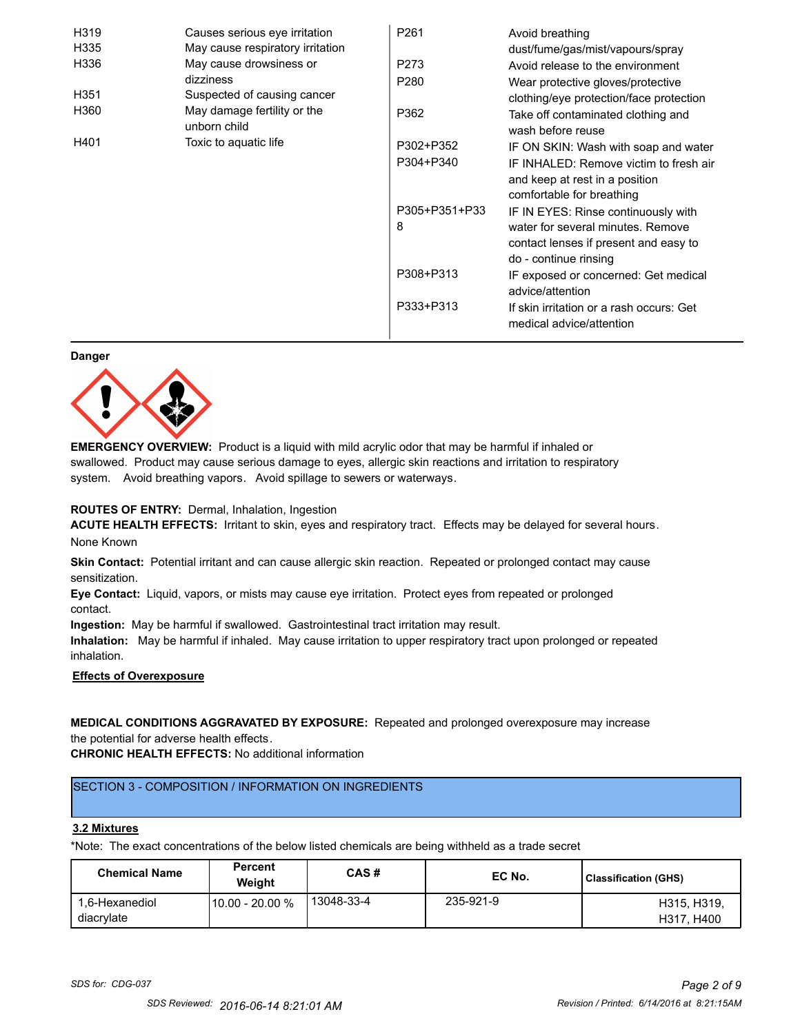| | | | |
|---|---|---|---|
| H319 | Causes serious eye irritation | P261 | Avoid breathing dust/fume/gas/mist/vapours/spray |
| H335 | May cause respiratory irritation | P273 | Avoid release to the environment |
| H336 | May cause drowsiness or dizziness | P280 | Wear protective gloves/protective clothing/eye protection/face protection |
| H351 | Suspected of causing cancer | P362 | Take off contaminated clothing and wash before reuse |
| H360 | May damage fertility or the unborn child | P302+P352 | IF ON SKIN: Wash with soap and water |
| H401 | Toxic to aquatic life | P304+P340 | IF INHALED: Remove victim to fresh air and keep at rest in a position comfortable for breathing |
| | | P305+P351+P338 | IF IN EYES: Rinse continuously with water for several minutes. Remove contact lenses if present and easy to do - continue rinsing |
| | | P308+P313 | IF exposed or concerned: Get medical advice/attention |
| | | P333+P313 | If skin irritation or a rash occurs: Get medical advice/attention |

**Danger**

**EMERGENCY OVERVIEW:** Product is a liquid with mild acrylic odor that may be harmful if inhaled or swallowed. Product may cause serious damage to eyes, allergic skin reactions and irritation to respiratory system. Avoid breathing vapors. Avoid spillage to sewers or waterways.

**ROUTES OF ENTRY:** Dermal, Inhalation, Ingestion

**ACUTE HEALTH EFFECTS:** Irritant to skin, eyes and respiratory tract. Effects may be delayed for several hours.

None Known

**Skin Contact:** Potential irritant and can cause allergic skin reaction. Repeated or prolonged contact may cause sensitization.

**Eye Contact:** Liquid, vapors, or mists may cause eye irritation. Protect eyes from repeated or prolonged contact.

**Ingestion:** May be harmful if swallowed. Gastrointestinal tract irritation may result.

**Inhalation:** May be harmful if inhaled. May cause irritation to upper respiratory tract upon prolonged or repeated inhalation.

**Effects of Overexposure**

**MEDICAL CONDITIONS AGGRAVATED BY EXPOSURE:** Repeated and prolonged overexposure may increase the potential for adverse health effects.

**CHRONIC HEALTH EFFECTS:** No additional information

## SECTION 3 - COMPOSITION / INFORMATION ON INGREDIENTS

### 3.2 Mixtures

*Note: The exact concentrations of the below listed chemicals are being withheld as a trade secret

| Chemical Name | Percent Weight | CAS # | EC No. | Classification (GHS) |
|---|---|---|---|---|
| 1,6-Hexanediol diacrylate | 10.00 - 20.00 % | 13048-33-4 | 235-921-9 | H315, H319, H317, H400 |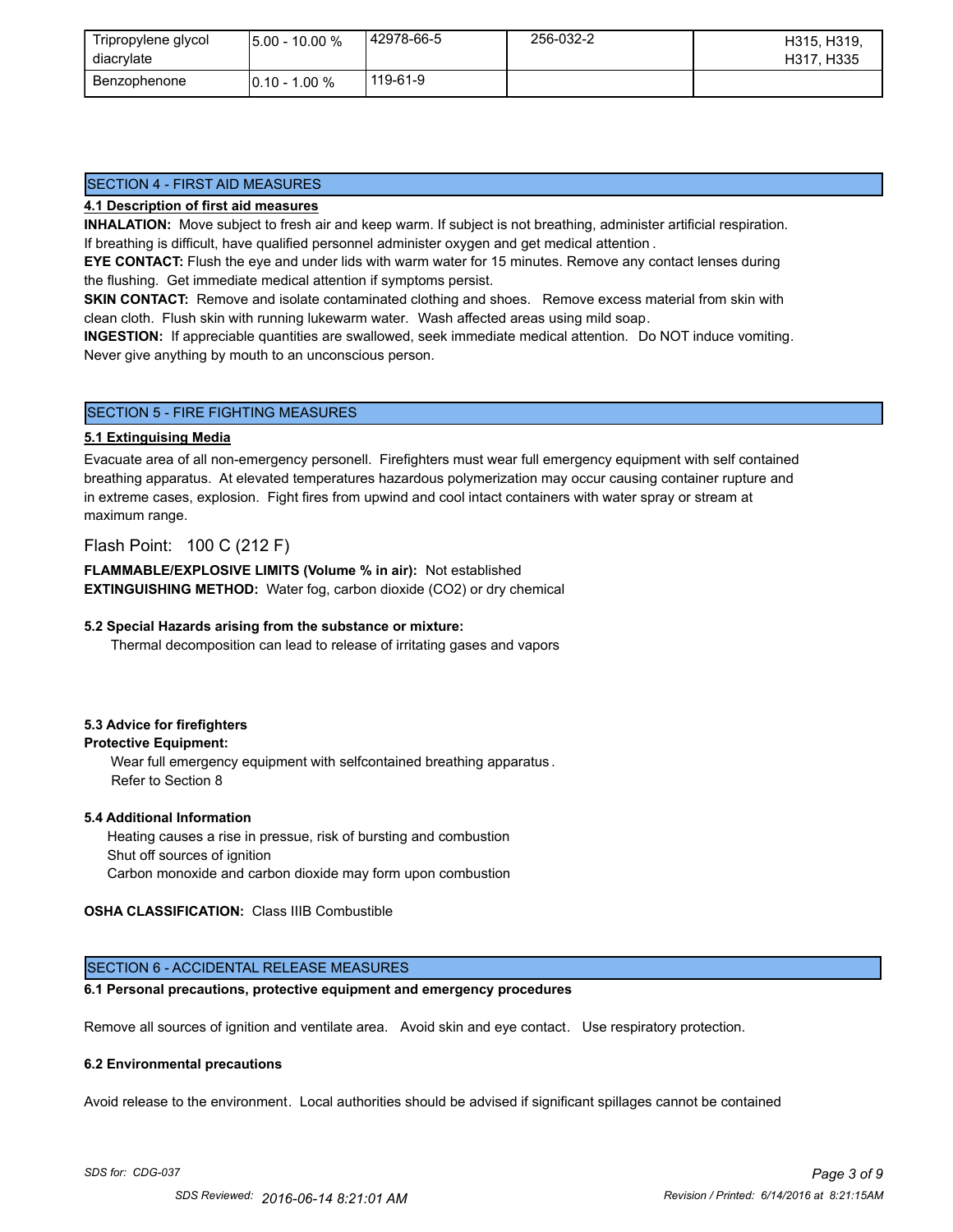| Tripropylene glycol diacrylate | 5.00 - 10.00 % | 42978-66-5 | 256-032-2 | H315, H319, H317, H335 |
|---|---|---|---|---|
| Benzophenone | 0.10 - 1.00 % | 119-61-9 | | |

## SECTION 4 - FIRST AID MEASURES

**4.1 Description of first aid measures**

**INHALATION:** Move subject to fresh air and keep warm. If subject is not breathing, administer artificial respiration. If breathing is difficult, have qualified personnel administer oxygen and get medical attention.

**EYE CONTACT:** Flush the eye and under lids with warm water for 15 minutes. Remove any contact lenses during the flushing. Get immediate medical attention if symptoms persist.

**SKIN CONTACT:** Remove and isolate contaminated clothing and shoes. Remove excess material from skin with clean cloth. Flush skin with running lukewarm water. Wash affected areas using mild soap.

**INGESTION:** If appreciable quantities are swallowed, seek immediate medical attention. Do NOT induce vomiting. Never give anything by mouth to an unconscious person.

## SECTION 5 - FIRE FIGHTING MEASURES

**5.1 Extinguising Media**

Evacuate area of all non-emergency personell. Firefighters must wear full emergency equipment with self contained breathing apparatus. At elevated temperatures hazardous polymerization may occur causing container rupture and in extreme cases, explosion. Fight fires from upwind and cool intact containers with water spray or stream at maximum range.

Flash Point: 100 C (212 F)

**FLAMMABLE/EXPLOSIVE LIMITS (Volume % in air):** Not established

**EXTINGUISHING METHOD:** Water fog, carbon dioxide ($CO_2$) or dry chemical

**5.2 Special Hazards arising from the substance or mixture:**

Thermal decomposition can lead to release of irritating gases and vapors

**5.3 Advice for firefighters**

**Protective Equipment:**

Wear full emergency equipment with selfcontained breathing apparatus.
Refer to Section 8

**5.4 Additional Information**

Heating causes a rise in pressue, risk of bursting and combustion
Shut off sources of ignition
Carbon monoxide and carbon dioxide may form upon combustion

**OSHA CLASSIFICATION:** Class IIIB Combustible

## SECTION 6 - ACCIDENTAL RELEASE MEASURES

**6.1 Personal precautions, protective equipment and emergency procedures**

Remove all sources of ignition and ventilate area. Avoid skin and eye contact. Use respiratory protection.

**6.2 Environmental precautions**

Avoid release to the environment. Local authorities should be advised if significant spillages cannot be contained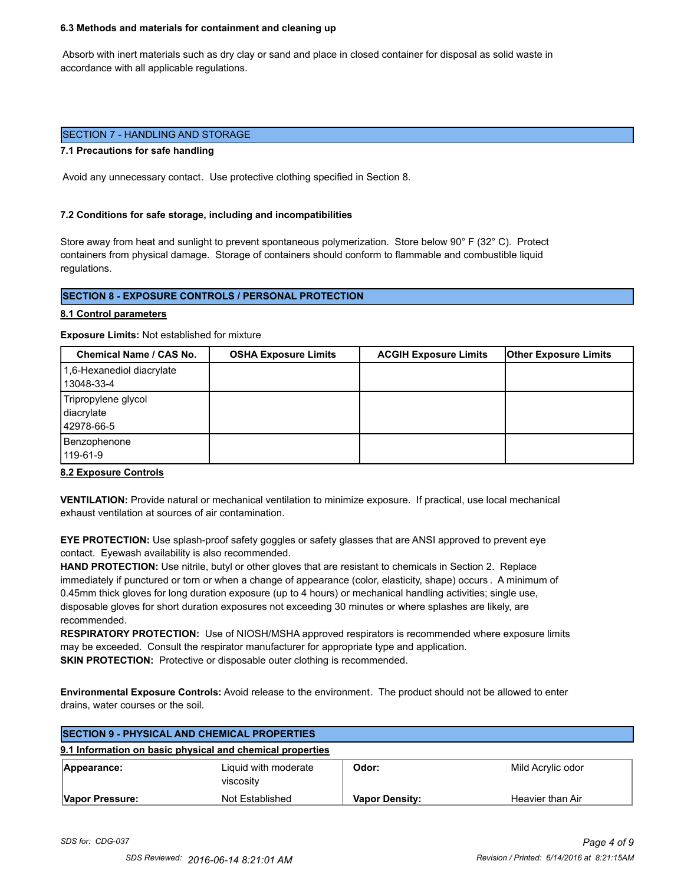**6.3 Methods and materials for containment and cleaning up**

Absorb with inert materials such as dry clay or sand and place in closed container for disposal as solid waste in accordance with all applicable regulations.

## SECTION 7 - HANDLING AND STORAGE

**7.1 Precautions for safe handling**

Avoid any unnecessary contact. Use protective clothing specified in Section 8.

**7.2 Conditions for safe storage, including and incompatibilities**

Store away from heat and sunlight to prevent spontaneous polymerization. Store below 90° F (32° C). Protect containers from physical damage. Storage of containers should conform to flammable and combustible liquid regulations.

## SECTION 8 - EXPOSURE CONTROLS / PERSONAL PROTECTION

**8.1 Control parameters**

**Exposure Limits:** Not established for mixture

| Chemical Name / CAS No. | OSHA Exposure Limits | ACGIH Exposure Limits | Other Exposure Limits |
|---|---|---|---|
| 1,6-Hexanediol diacrylate 13048-33-4 | | | |
| Tripropylene glycol diacrylate 42978-66-5 | | | |
| Benzophenone 119-61-9 | | | |

**8.2 Exposure Controls**

**VENTILATION:** Provide natural or mechanical ventilation to minimize exposure. If practical, use local mechanical exhaust ventilation at sources of air contamination.

**EYE PROTECTION:** Use splash-proof safety goggles or safety glasses that are ANSI approved to prevent eye contact. Eyewash availability is also recommended.

**HAND PROTECTION:** Use nitrile, butyl or other gloves that are resistant to chemicals in Section 2. Replace immediately if punctured or torn or when a change of appearance (color, elasticity, shape) occurs . A minimum of 0.45mm thick gloves for long duration exposure (up to 4 hours) or mechanical handling activities; single use, disposable gloves for short duration exposures not exceeding 30 minutes or where splashes are likely, are recommended.

**RESPIRATORY PROTECTION:** Use of NIOSH/MSHA approved respirators is recommended where exposure limits may be exceeded. Consult the respirator manufacturer for appropriate type and application.

**SKIN PROTECTION:** Protective or disposable outer clothing is recommended.

**Environmental Exposure Controls:** Avoid release to the environment. The product should not be allowed to enter drains, water courses or the soil.

## SECTION 9 - PHYSICAL AND CHEMICAL PROPERTIES

**9.1 Information on basic physical and chemical properties**

| | | | |
|---|---|---|---|
| **Appearance:** | Liquid with moderate viscosity | **Odor:** | Mild Acrylic odor |
| **Vapor Pressure:** | Not Established | **Vapor Density:** | Heavier than Air |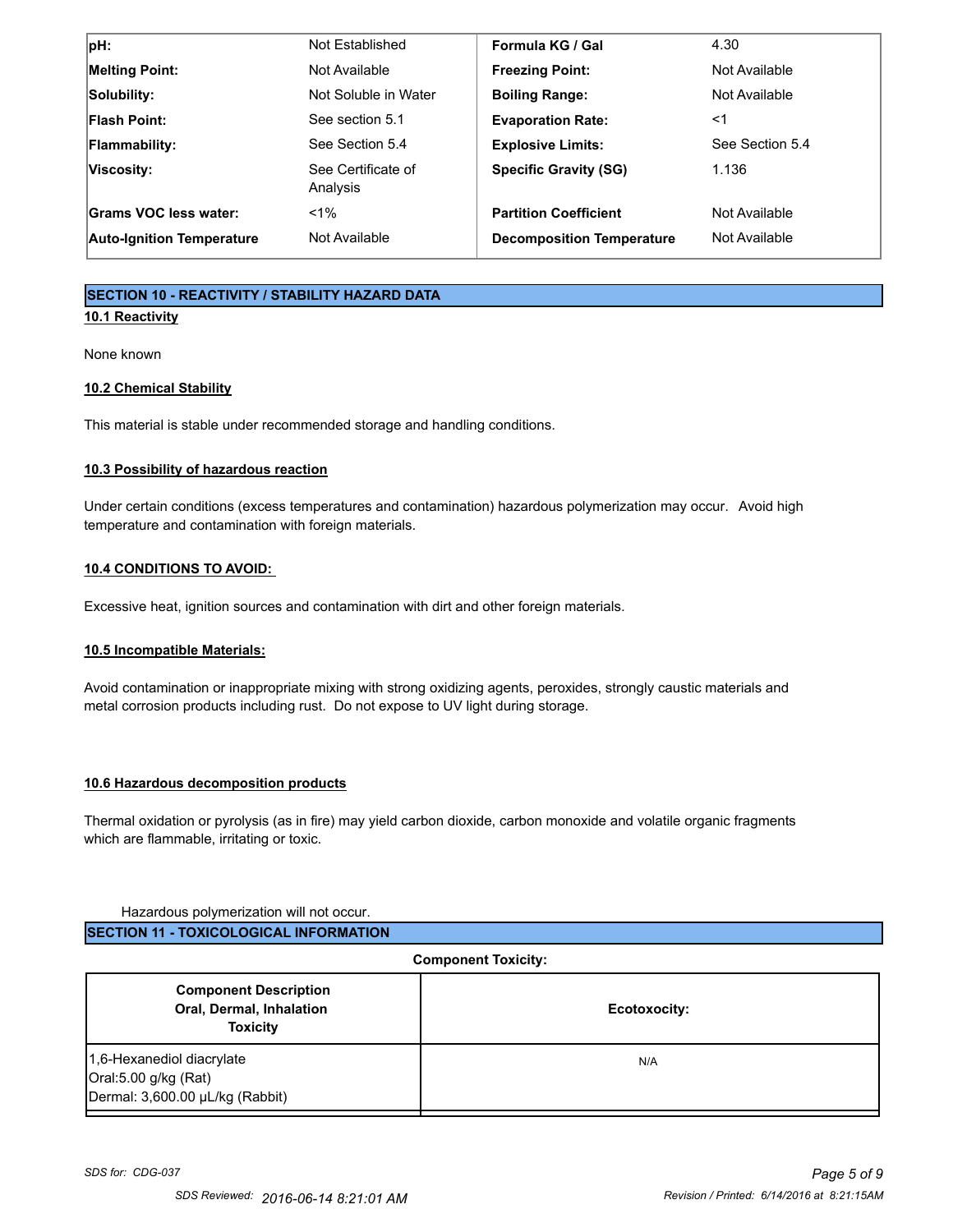| | | | |
|---|---|---|---|
| **pH:** | Not Established | **Formula KG / Gal** | 4.30 |
| **Melting Point:** | Not Available | **Freezing Point:** | Not Available |
| **Solubility:** | Not Soluble in Water | **Boiling Range:** | Not Available |
| **Flash Point:** | See section 5.1 | **Evaporation Rate:** | <1 |
| **Flammability:** | See Section 5.4 | **Explosive Limits:** | See Section 5.4 |
| **Viscosity:** | See Certificate of Analysis | **Specific Gravity (SG)** | 1.136 |
| **Grams VOC less water:** | <1% | **Partition Coefficient** | Not Available |
| **Auto-Ignition Temperature** | Not Available | **Decomposition Temperature** | Not Available |

## SECTION 10 - REACTIVITY / STABILITY HAZARD DATA

### 10.1 Reactivity

None known

### 10.2 Chemical Stability

This material is stable under recommended storage and handling conditions.

### 10.3 Possibility of hazardous reaction

Under certain conditions (excess temperatures and contamination) hazardous polymerization may occur. Avoid high temperature and contamination with foreign materials.

### 10.4 CONDITIONS TO AVOID:

Excessive heat, ignition sources and contamination with dirt and other foreign materials.

### 10.5 Incompatible Materials:

Avoid contamination or inappropriate mixing with strong oxidizing agents, peroxides, strongly caustic materials and metal corrosion products including rust. Do not expose to UV light during storage.

### 10.6 Hazardous decomposition products

Thermal oxidation or pyrolysis (as in fire) may yield carbon dioxide, carbon monoxide and volatile organic fragments which are flammable, irritating or toxic.

Hazardous polymerization will not occur.

## SECTION 11 - TOXICOLOGICAL INFORMATION

**Component Toxicity:**

| Component Description Oral, Dermal, Inhalation Toxicity | Ecotoxocity: |
|---|---|
| 1,6-Hexanediol diacrylate<br>Oral:5.00 g/kg (Rat)<br>Dermal: 3,600.00 µL/kg (Rabbit) | N/A |

*SDS for: CDG-037*

SDS Reviewed: 2016-06-14 8:21:01 AM    Revision / Printed: 6/14/2016 at 8:21:15AM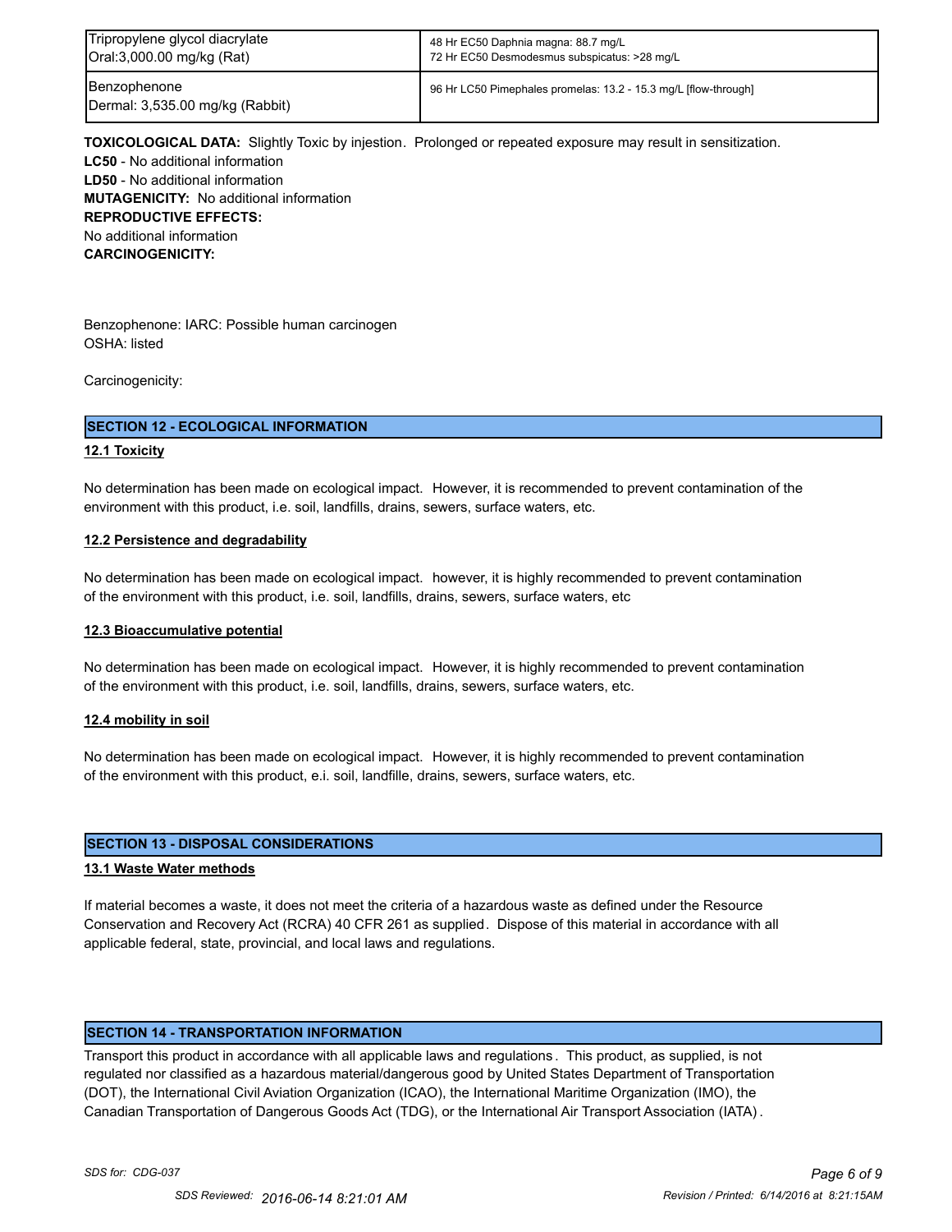| Tripropylene glycol diacrylate<br>Oral:3,000.00 mg/kg (Rat) | 48 Hr EC50 Daphnia magna: 88.7 mg/L<br>72 Hr EC50 Desmodesmus subspicatus: >28 mg/L |
|---|---|
| Benzophenone<br>Dermal: 3,535.00 mg/kg (Rabbit) | 96 Hr LC50 Pimephales promelas: 13.2 - 15.3 mg/L [flow-through] |

**TOXICOLOGICAL DATA:** Slightly Toxic by injestion. Prolonged or repeated exposure may result in sensitization.
**LC50** - No additional information
**LD50** - No additional information
**MUTAGENICITY:** No additional information
**REPRODUCTIVE EFFECTS:**
No additional information
**CARCINOGENICITY:**

Benzophenone: IARC: Possible human carcinogen
OSHA: listed

Carcinogenicity:

## SECTION 12 - ECOLOGICAL INFORMATION

### 12.1 Toxicity

No determination has been made on ecological impact. However, it is recommended to prevent contamination of the environment with this product, i.e. soil, landfills, drains, sewers, surface waters, etc.

### 12.2 Persistence and degradability

No determination has been made on ecological impact. however, it is highly recommended to prevent contamination of the environment with this product, i.e. soil, landfills, drains, sewers, surface waters, etc

### 12.3 Bioaccumulative potential

No determination has been made on ecological impact. However, it is highly recommended to prevent contamination of the environment with this product, i.e. soil, landfills, drains, sewers, surface waters, etc.

### 12.4 mobility in soil

No determination has been made on ecological impact. However, it is highly recommended to prevent contamination of the environment with this product, e.i. soil, landfille, drains, sewers, surface waters, etc.

## SECTION 13 - DISPOSAL CONSIDERATIONS

### 13.1 Waste Water methods

If material becomes a waste, it does not meet the criteria of a hazardous waste as defined under the Resource Conservation and Recovery Act (RCRA) 40 CFR 261 as supplied. Dispose of this material in accordance with all applicable federal, state, provincial, and local laws and regulations.

## SECTION 14 - TRANSPORTATION INFORMATION

Transport this product in accordance with all applicable laws and regulations. This product, as supplied, is not regulated nor classified as a hazardous material/dangerous good by United States Department of Transportation (DOT), the International Civil Aviation Organization (ICAO), the International Maritime Organization (IMO), the Canadian Transportation of Dangerous Goods Act (TDG), or the International Air Transport Association (IATA).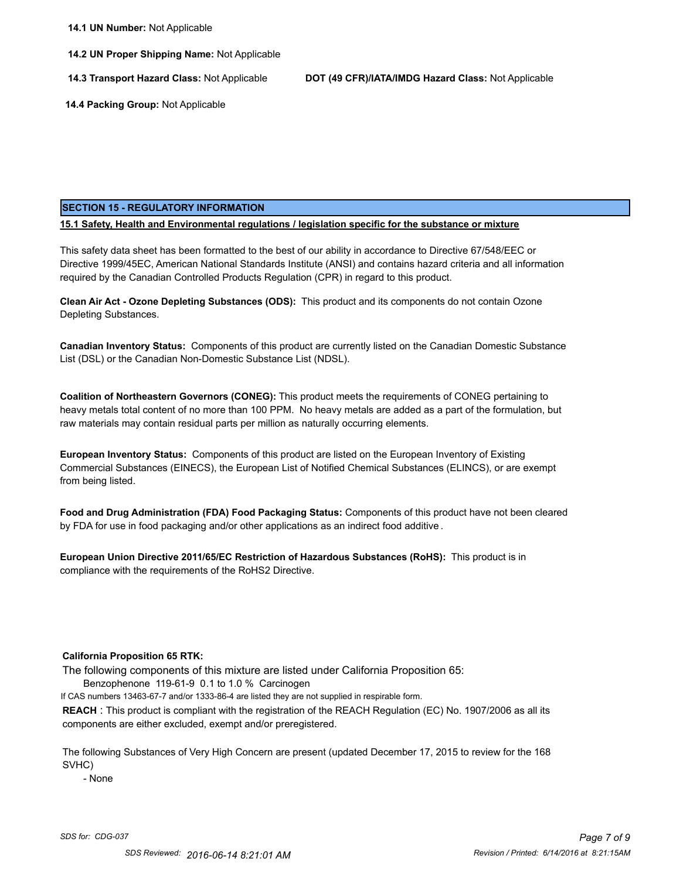**14.1 UN Number:** Not Applicable

**14.2 UN Proper Shipping Name:** Not Applicable

**14.3 Transport Hazard Class:** Not Applicable

**DOT (49 CFR)/IATA/IMDG Hazard Class:** Not Applicable

**14.4 Packing Group:** Not Applicable

## SECTION 15 - REGULATORY INFORMATION

**15.1 Safety, Health and Environmental regulations / legislation specific for the substance or mixture**

This safety data sheet has been formatted to the best of our ability in accordance to Directive 67/548/EEC or Directive 1999/45EC, American National Standards Institute (ANSI) and contains hazard criteria and all information required by the Canadian Controlled Products Regulation (CPR) in regard to this product.

**Clean Air Act - Ozone Depleting Substances (ODS):** This product and its components do not contain Ozone Depleting Substances.

**Canadian Inventory Status:** Components of this product are currently listed on the Canadian Domestic Substance List (DSL) or the Canadian Non-Domestic Substance List (NDSL).

**Coalition of Northeastern Governors (CONEG):** This product meets the requirements of CONEG pertaining to heavy metals total content of no more than 100 PPM. No heavy metals are added as a part of the formulation, but raw materials may contain residual parts per million as naturally occurring elements.

**European Inventory Status:** Components of this product are listed on the European Inventory of Existing Commercial Substances (EINECS), the European List of Notified Chemical Substances (ELINCS), or are exempt from being listed.

**Food and Drug Administration (FDA) Food Packaging Status:** Components of this product have not been cleared by FDA for use in food packaging and/or other applications as an indirect food additive.

**European Union Directive 2011/65/EC Restriction of Hazardous Substances (RoHS):** This product is in compliance with the requirements of the RoHS2 Directive.

**California Proposition 65 RTK:**

The following components of this mixture are listed under California Proposition 65:

Benzophenone 119-61-9 0.1 to 1.0 % Carcinogen

If CAS numbers 13463-67-7 and/or 1333-86-4 are listed they are not supplied in respirable form.

**REACH** : This product is compliant with the registration of the REACH Regulation (EC) No. 1907/2006 as all its components are either excluded, exempt and/or preregistered.

The following Substances of Very High Concern are present (updated December 17, 2015 to review for the 168 SVHC)

- None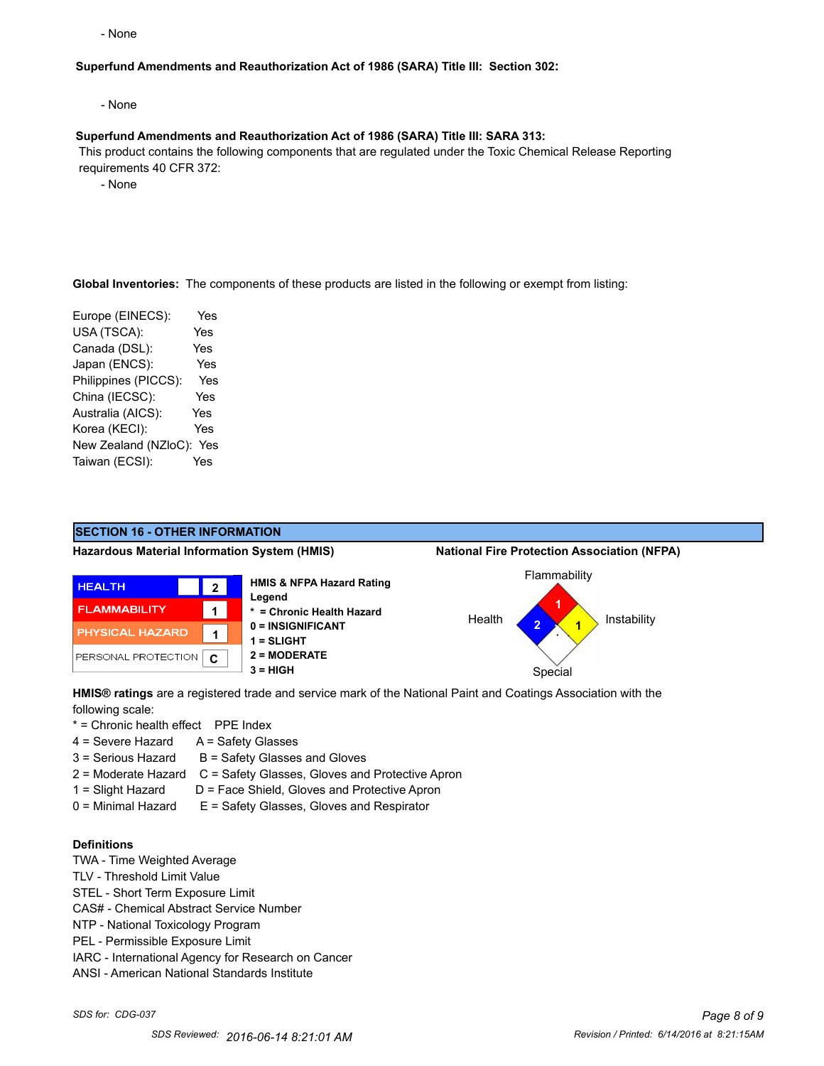- None

**Superfund Amendments and Reauthorization Act of 1986 (SARA) Title III: Section 302:**

- None

**Superfund Amendments and Reauthorization Act of 1986 (SARA) Title III: SARA 313:**

This product contains the following components that are regulated under the Toxic Chemical Release Reporting requirements 40 CFR 372:

- None

**Global Inventories:** The components of these products are listed in the following or exempt from listing:

| | |
|---|---|
| Europe (EINECS): | Yes |
| USA (TSCA): | Yes |
| Canada (DSL): | Yes |
| Japan (ENCS): | Yes |
| Philippines (PICCS): | Yes |
| China (IECSC): | Yes |
| Australia (AICS): | Yes |
| Korea (KECI): | Yes |
| New Zealand (NZloC): | Yes |
| Taiwan (ECSI): | Yes |

## SECTION 16 - OTHER INFORMATION

**Hazardous Material Information System (HMIS)**

| | |
|---|---|
| HEALTH | 2 |
| FLAMMABILITY | 1 |
| PHYSICAL HAZARD | 1 |
| PERSONAL PROTECTION | C |

**HMIS & NFPA Hazard Rating Legend**
- **\* = Chronic Health Hazard**
- **0 = INSIGNIFICANT**
- **1 = SLIGHT**
- **2 = MODERATE**
- **3 = HIGH**

**National Fire Protection Association (NFPA)**

| | |
|---|---|
| Flammability | 1 |
| Health | 2 |
| Instability | 1 |
| Special | |

**HMIS® ratings** are a registered trade and service mark of the National Paint and Coatings Association with the following scale:

| | |
|---|---|
| * = Chronic health effect | PPE Index |
| 4 = Severe Hazard | A = Safety Glasses |
| 3 = Serious Hazard | B = Safety Glasses and Gloves |
| 2 = Moderate Hazard | C = Safety Glasses, Gloves and Protective Apron |
| 1 = Slight Hazard | D = Face Shield, Gloves and Protective Apron |
| 0 = Minimal Hazard | E = Safety Glasses, Gloves and Respirator |

**Definitions**

TWA - Time Weighted Average
TLV - Threshold Limit Value
STEL - Short Term Exposure Limit
CAS# - Chemical Abstract Service Number
NTP - National Toxicology Program
PEL - Permissible Exposure Limit
IARC - International Agency for Research on Cancer
ANSI - American National Standards Institute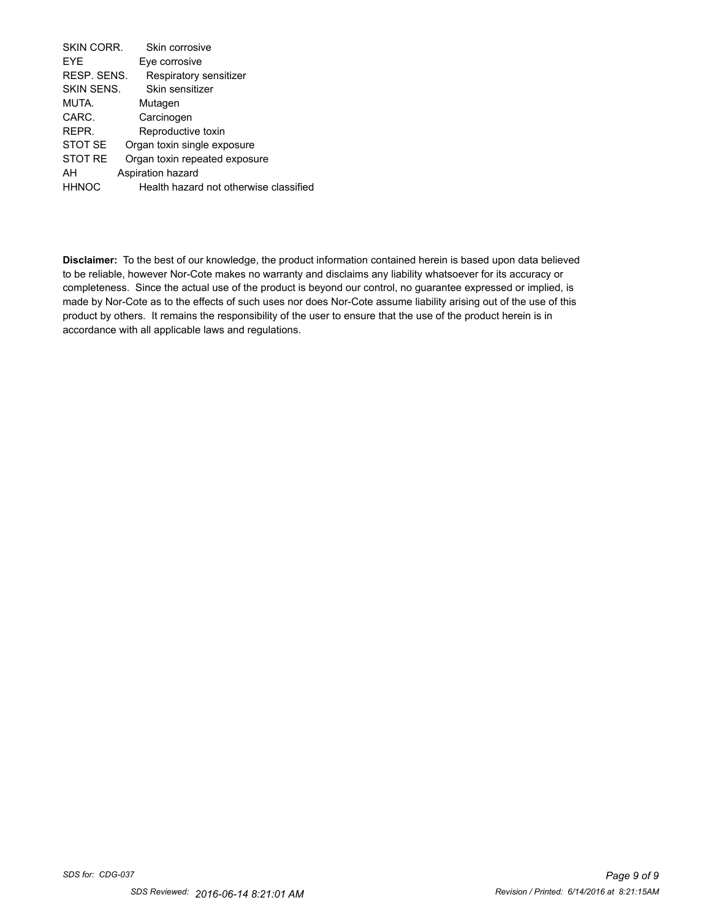| | |
|---|---|
| SKIN CORR. | Skin corrosive |
| EYE | Eye corrosive |
| RESP. SENS. | Respiratory sensitizer |
| SKIN SENS. | Skin sensitizer |
| MUTA. | Mutagen |
| CARC. | Carcinogen |
| REPR. | Reproductive toxin |
| STOT SE | Organ toxin single exposure |
| STOT RE | Organ toxin repeated exposure |
| AH | Aspiration hazard |
| HHNOC | Health hazard not otherwise classified |

**Disclaimer:** To the best of our knowledge, the product information contained herein is based upon data believed to be reliable, however Nor-Cote makes no warranty and disclaims any liability whatsoever for its accuracy or completeness. Since the actual use of the product is beyond our control, no guarantee expressed or implied, is made by Nor-Cote as to the effects of such uses nor does Nor-Cote assume liability arising out of the use of this product by others. It remains the responsibility of the user to ensure that the use of the product herein is in accordance with all applicable laws and regulations.